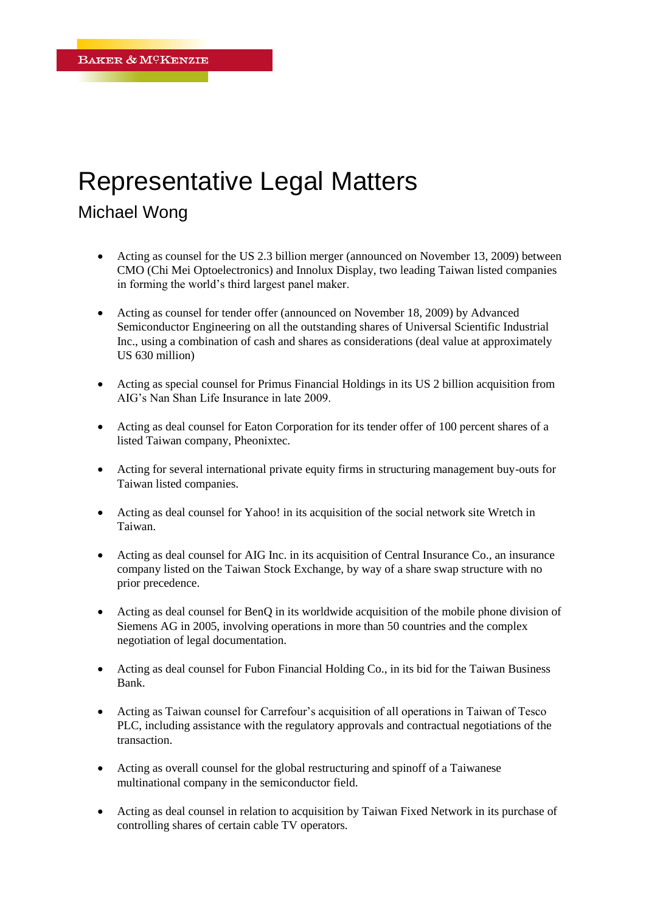BAKER & MCKENZIE

# Representative Legal Matters

## Michael Wong

- Acting as counsel for the US 2.3 billion merger (announced on November 13, 2009) between CMO (Chi Mei Optoelectronics) and Innolux Display, two leading Taiwan listed companies in forming the world's third largest panel maker.

- Acting as counsel for tender offer (announced on November 18, 2009) by Advanced Semiconductor Engineering on all the outstanding shares of Universal Scientific Industrial Inc., using a combination of cash and shares as considerations (deal value at approximately US 630 million)

- Acting as special counsel for Primus Financial Holdings in its US 2 billion acquisition from AIG's Nan Shan Life Insurance in late 2009.

- Acting as deal counsel for Eaton Corporation for its tender offer of 100 percent shares of a listed Taiwan company, Pheonixtec.

- Acting for several international private equity firms in structuring management buy-outs for Taiwan listed companies.

- Acting as deal counsel for Yahoo! in its acquisition of the social network site Wretch in Taiwan.

- Acting as deal counsel for AIG Inc. in its acquisition of Central Insurance Co., an insurance company listed on the Taiwan Stock Exchange, by way of a share swap structure with no prior precedence.

- Acting as deal counsel for BenQ in its worldwide acquisition of the mobile phone division of Siemens AG in 2005, involving operations in more than 50 countries and the complex negotiation of legal documentation.

- Acting as deal counsel for Fubon Financial Holding Co., in its bid for the Taiwan Business Bank.

- Acting as Taiwan counsel for Carrefour's acquisition of all operations in Taiwan of Tesco PLC, including assistance with the regulatory approvals and contractual negotiations of the transaction.

- Acting as overall counsel for the global restructuring and spinoff of a Taiwanese multinational company in the semiconductor field.

- Acting as deal counsel in relation to acquisition by Taiwan Fixed Network in its purchase of controlling shares of certain cable TV operators.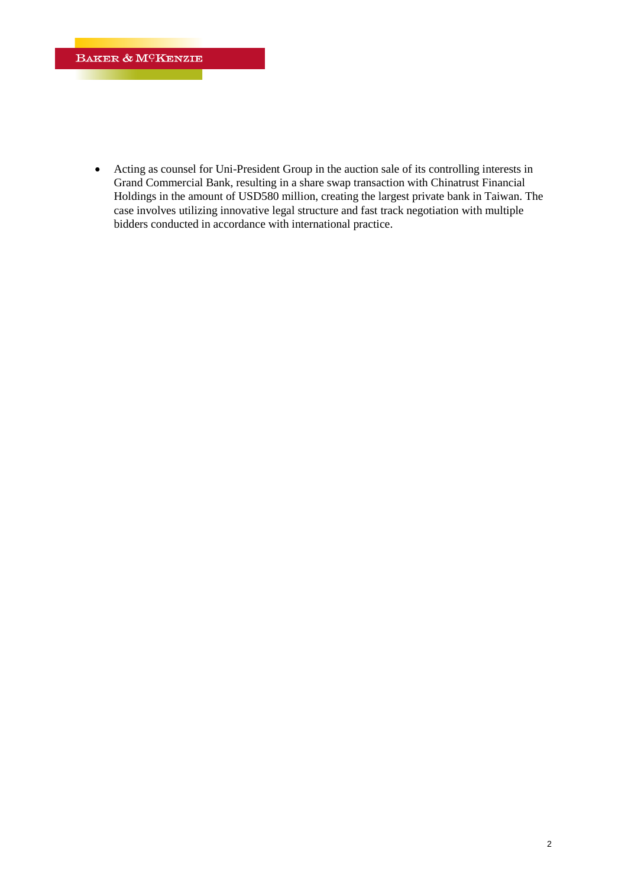- Acting as counsel for Uni-President Group in the auction sale of its controlling interests in Grand Commercial Bank, resulting in a share swap transaction with Chinatrust Financial Holdings in the amount of USD580 million, creating the largest private bank in Taiwan. The case involves utilizing innovative legal structure and fast track negotiation with multiple bidders conducted in accordance with international practice.